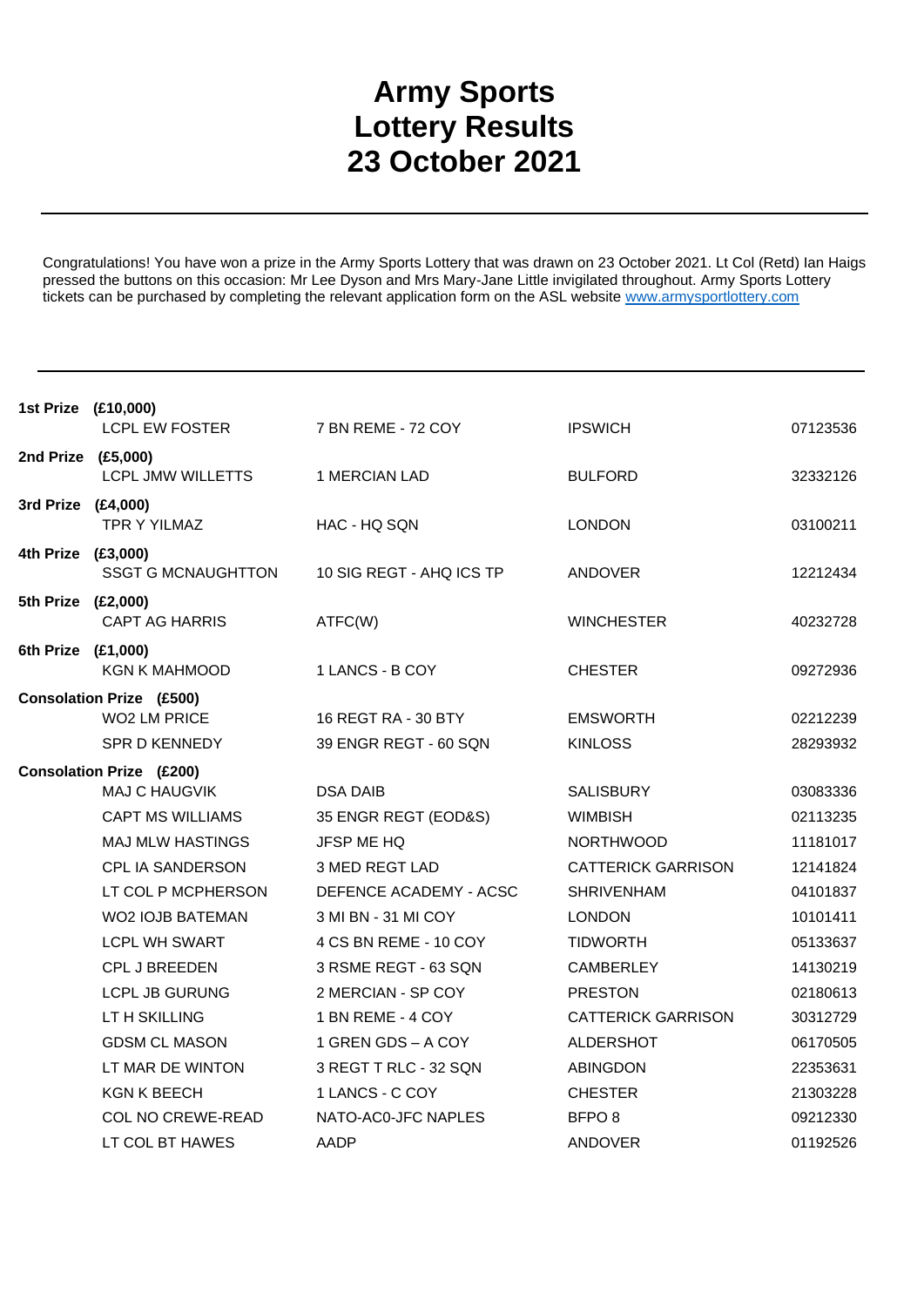# Army Sports Lottery Results 23 October 2021

Congratulations! You have won a prize in the Army Sports Lottery that was drawn on 23 October 2021. Lt Col (Retd) Ian Haigs pressed the buttons on this occasion: Mr Lee Dyson and Mrs Mary-Jane Little invigilated throughout. Army Sports Lottery tickets can be purchased by completing the relevant application form on the ASL website [www.armysportlottery.com](http://www.armysportlottery.com)

| Prize | Name | Unit | Location | Number |
|---|---|---|---|---|
| **1st Prize (£10,000)** | | | | |
| | LCPL EW FOSTER | 7 BN REME - 72 COY | IPSWICH | 07123536 |
| **2nd Prize (£5,000)** | | | | |
| | LCPL JMW WILLETTS | 1 MERCIAN LAD | BULFORD | 32332126 |
| **3rd Prize (£4,000)** | | | | |
| | TPR Y YILMAZ | HAC - HQ SQN | LONDON | 03100211 |
| **4th Prize (£3,000)** | | | | |
| | SSGT G MCNAUGHTTON | 10 SIG REGT - AHQ ICS TP | ANDOVER | 12212434 |
| **5th Prize (£2,000)** | | | | |
| | CAPT AG HARRIS | ATFC(W) | WINCHESTER | 40232728 |
| **6th Prize (£1,000)** | | | | |
| | KGN K MAHMOOD | 1 LANCS - B COY | CHESTER | 09272936 |
| **Consolation Prize (£500)** | | | | |
| | WO2 LM PRICE | 16 REGT RA - 30 BTY | EMSWORTH | 02212239 |
| | SPR D KENNEDY | 39 ENGR REGT - 60 SQN | KINLOSS | 28293932 |
| **Consolation Prize (£200)** | | | | |
| | MAJ C HAUGVIK | DSA DAIB | SALISBURY | 03083336 |
| | CAPT MS WILLIAMS | 35 ENGR REGT (EOD&S) | WIMBISH | 02113235 |
| | MAJ MLW HASTINGS | JFSP ME HQ | NORTHWOOD | 11181017 |
| | CPL IA SANDERSON | 3 MED REGT LAD | CATTERICK GARRISON | 12141824 |
| | LT COL P MCPHERSON | DEFENCE ACADEMY - ACSC | SHRIVENHAM | 04101837 |
| | WO2 IOJB BATEMAN | 3 MI BN - 31 MI COY | LONDON | 10101411 |
| | LCPL WH SWART | 4 CS BN REME - 10 COY | TIDWORTH | 05133637 |
| | CPL J BREEDEN | 3 RSME REGT - 63 SQN | CAMBERLEY | 14130219 |
| | LCPL JB GURUNG | 2 MERCIAN - SP COY | PRESTON | 02180613 |
| | LT H SKILLING | 1 BN REME - 4 COY | CATTERICK GARRISON | 30312729 |
| | GDSM CL MASON | 1 GREN GDS – A COY | ALDERSHOT | 06170505 |
| | LT MAR DE WINTON | 3 REGT T RLC - 32 SQN | ABINGDON | 22353631 |
| | KGN K BEECH | 1 LANCS - C COY | CHESTER | 21303228 |
| | COL NO CREWE-READ | NATO-AC0-JFC NAPLES | BFPO 8 | 09212330 |
| | LT COL BT HAWES | AADP | ANDOVER | 01192526 |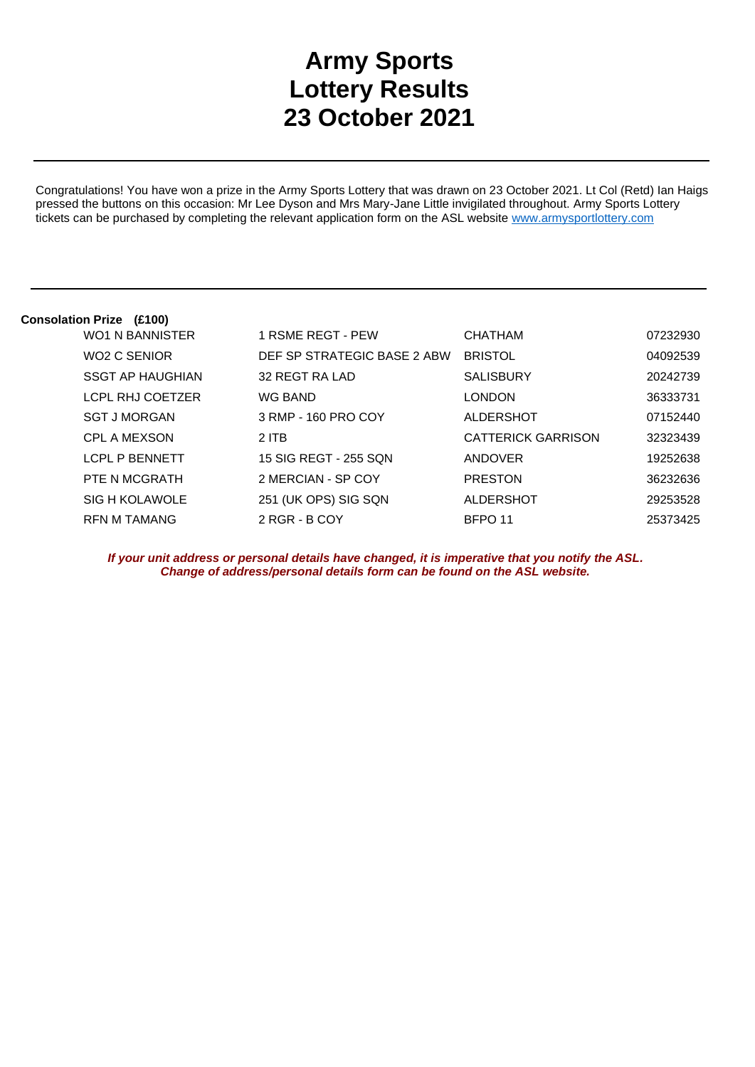# Army Sports Lottery Results 23 October 2021

Congratulations! You have won a prize in the Army Sports Lottery that was drawn on 23 October 2021. Lt Col (Retd) Ian Haigs pressed the buttons on this occasion: Mr Lee Dyson and Mrs Mary-Jane Little invigilated throughout. Army Sports Lottery tickets can be purchased by completing the relevant application form on the ASL website [www.armysportlottery.com](http://www.armysportlottery.com)

**Consolation Prize (£100)**

| | | | |
|---|---|---|---|
| WO1 N BANNISTER | 1 RSME REGT - PEW | CHATHAM | 07232930 |
| WO2 C SENIOR | DEF SP STRATEGIC BASE 2 ABW | BRISTOL | 04092539 |
| SSGT AP HAUGHIAN | 32 REGT RA LAD | SALISBURY | 20242739 |
| LCPL RHJ COETZER | WG BAND | LONDON | 36333731 |
| SGT J MORGAN | 3 RMP - 160 PRO COY | ALDERSHOT | 07152440 |
| CPL A MEXSON | 2 ITB | CATTERICK GARRISON | 32323439 |
| LCPL P BENNETT | 15 SIG REGT - 255 SQN | ANDOVER | 19252638 |
| PTE N MCGRATH | 2 MERCIAN - SP COY | PRESTON | 36232636 |
| SIG H KOLAWOLE | 251 (UK OPS) SIG SQN | ALDERSHOT | 29253528 |
| RFN M TAMANG | 2 RGR - B COY | BFPO 11 | 25373425 |

***If your unit address or personal details have changed, it is imperative that you notify the ASL. Change of address/personal details form can be found on the ASL website.***